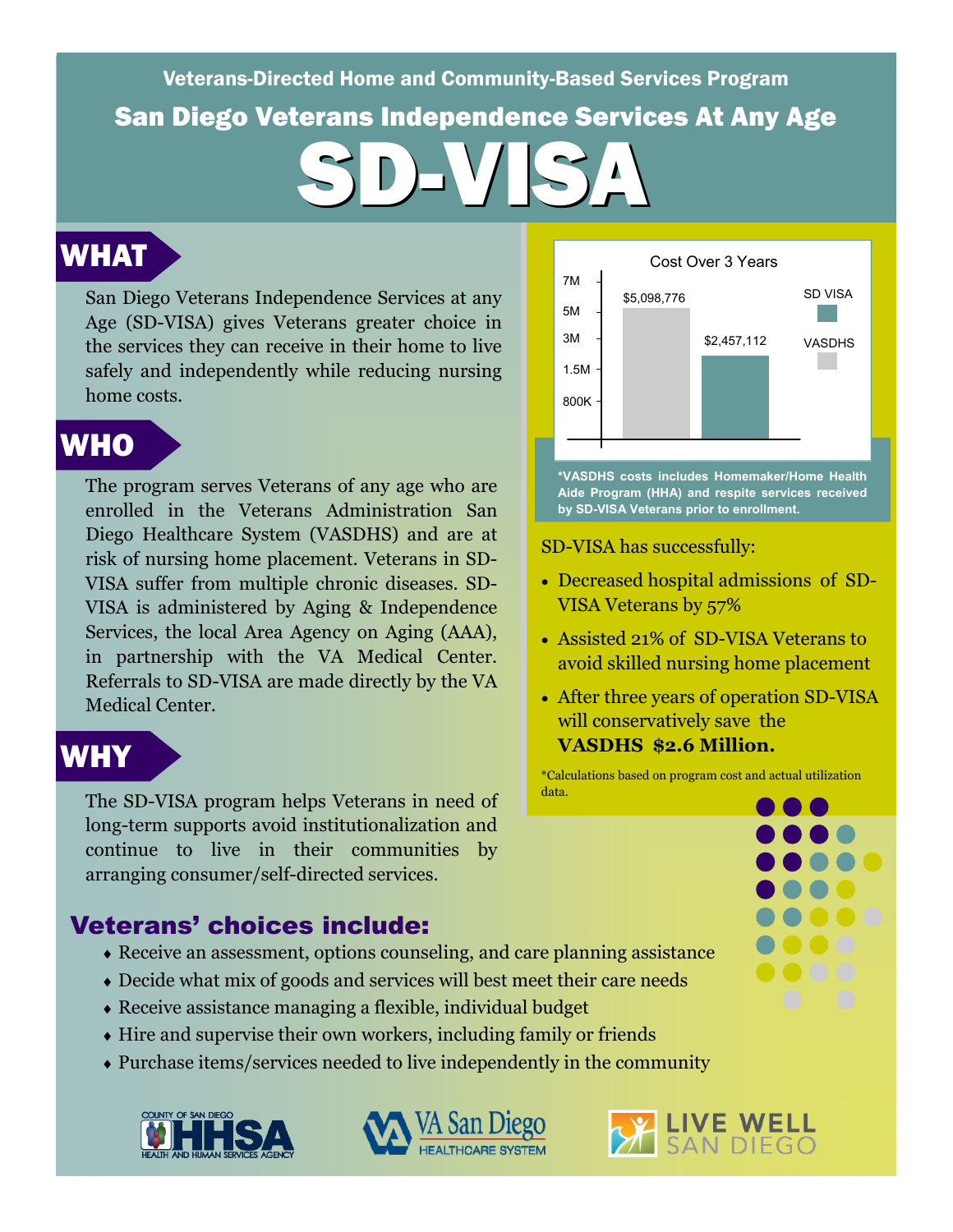Veterans-Directed Home and Community-Based Services Program

# San Diego Veterans Independence Services At Any Age

# SD-VISA

## WHAT

San Diego Veterans Independence Services at any Age (SD-VISA) gives Veterans greater choice in the services they can receive in their home to live safely and independently while reducing nursing home costs.

## WHO

The program serves Veterans of any age who are enrolled in the Veterans Administration San Diego Healthcare System (VASDHS) and are at risk of nursing home placement. Veterans in SD-VISA suffer from multiple chronic diseases. SD-VISA is administered by Aging & Independence Services, the local Area Agency on Aging (AAA), in partnership with the VA Medical Center. Referrals to SD-VISA are made directly by the VA Medical Center.

## WHY

The SD-VISA program helps Veterans in need of long-term supports avoid institutionalization and continue to live in their communities by arranging consumer/self-directed services.

**Cost Over 3 Years**

| | Cost |
|---|---|
| VASDHS | $5,098,776 |
| SD VISA | $2,457,112 |

**\*VASDHS costs includes Homemaker/Home Health Aide Program (HHA) and respite services received by SD-VISA Veterans prior to enrollment.**

SD-VISA has successfully:

- Decreased hospital admissions of SD-VISA Veterans by 57%
- Assisted 21% of SD-VISA Veterans to avoid skilled nursing home placement
- After three years of operation SD-VISA will conservatively save the **VASDHS $2.6 Million.**

*Calculations based on program cost and actual utilization data.

## Veterans' choices include:

- Receive an assessment, options counseling, and care planning assistance
- Decide what mix of goods and services will best meet their care needs
- Receive assistance managing a flexible, individual budget
- Hire and supervise their own workers, including family or friends
- Purchase items/services needed to live independently in the community

County of San Diego HHSA Health and Human Services Agency | VA San Diego Healthcare System | Live Well San Diego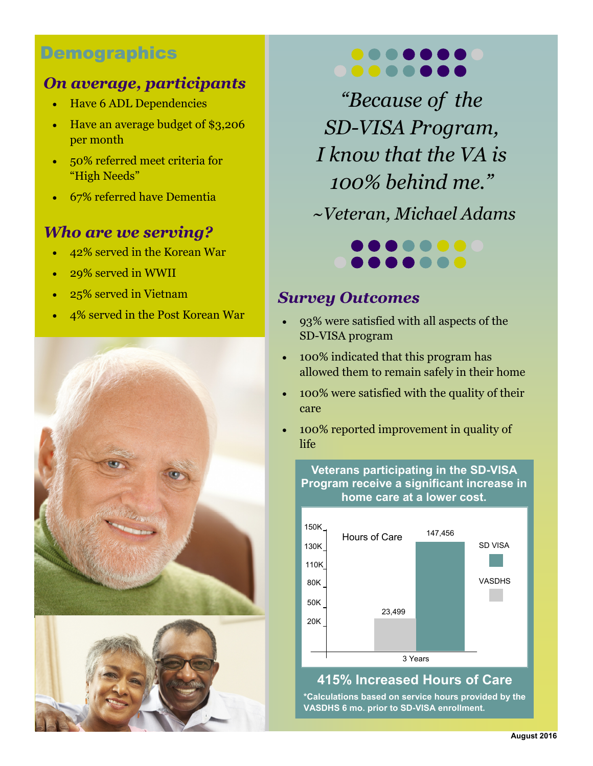## Demographics

### *On average, participants*

- Have 6 ADL Dependencies
- Have an average budget of $3,206 per month
- 50% referred meet criteria for "High Needs"
- 67% referred have Dementia

### *Who are we serving?*

- 42% served in the Korean War
- 29% served in WWII
- 25% served in Vietnam
- 4% served in the Post Korean War

*"Because of the SD-VISA Program, I know that the VA is 100% behind me."*

*~Veteran, Michael Adams*

### *Survey Outcomes*

- 93% were satisfied with all aspects of the SD-VISA program
- 100% indicated that this program has allowed them to remain safely in their home
- 100% were satisfied with the quality of their care
- 100% reported improvement in quality of life

**Veterans participating in the SD-VISA Program receive a significant increase in home care at a lower cost.**

Hours of Care

150K
130K
110K
80K
50K
20K

23,499
147,456

SD VISA
VASDHS

3 Years

**415% Increased Hours of Care**

**\*Calculations based on service hours provided by the VASDHS 6 mo. prior to SD-VISA enrollment.**

**August 2016**